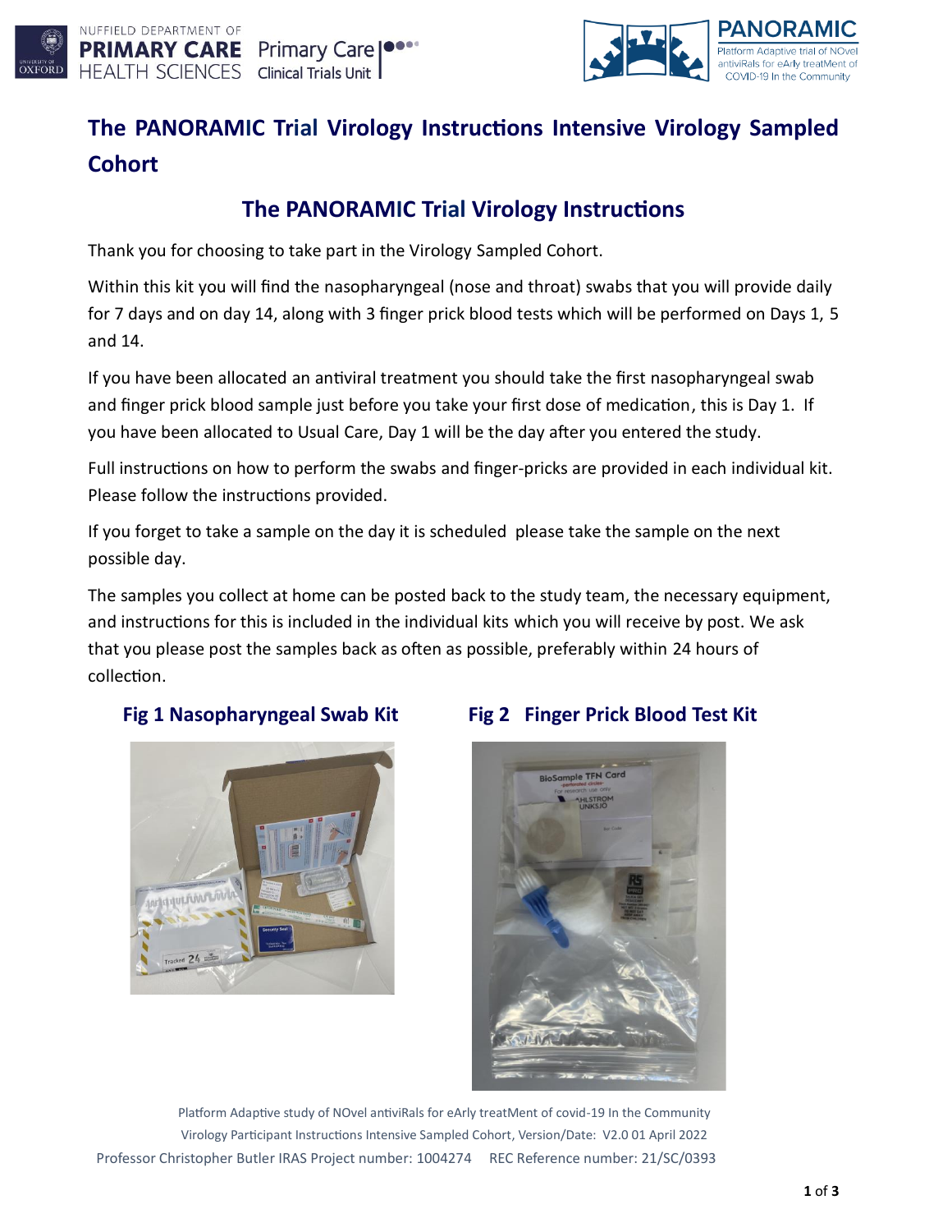# The PANORAMIC Trial Virology Instructions Intensive Virology Sampled Cohort

## The PANORAMIC Trial Virology Instructions

Thank you for choosing to take part in the Virology Sampled Cohort.

Within this kit you will find the nasopharyngeal (nose and throat) swabs that you will provide daily for 7 days and on day 14, along with 3 finger prick blood tests which will be performed on Days 1, 5 and 14.

If you have been allocated an antiviral treatment you should take the first nasopharyngeal swab and finger prick blood sample just before you take your first dose of medication, this is Day 1. If you have been allocated to Usual Care, Day 1 will be the day after you entered the study.

Full instructions on how to perform the swabs and finger-pricks are provided in each individual kit. Please follow the instructions provided.

If you forget to take a sample on the day it is scheduled please take the sample on the next possible day.

The samples you collect at home can be posted back to the study team, the necessary equipment, and instructions for this is included in the individual kits which you will receive by post. We ask that you please post the samples back as often as possible, preferably within 24 hours of collection.

**Fig 1 Nasopharyngeal Swab Kit**

**Fig 2 Finger Prick Blood Test Kit**

Platform Adaptive study of NOvel antiviRals for eArly treatMent of covid-19 In the Community
Virology Participant Instructions Intensive Sampled Cohort, Version/Date: V2.0 01 April 2022
Professor Christopher Butler IRAS Project number: 1004274 REC Reference number: 21/SC/0393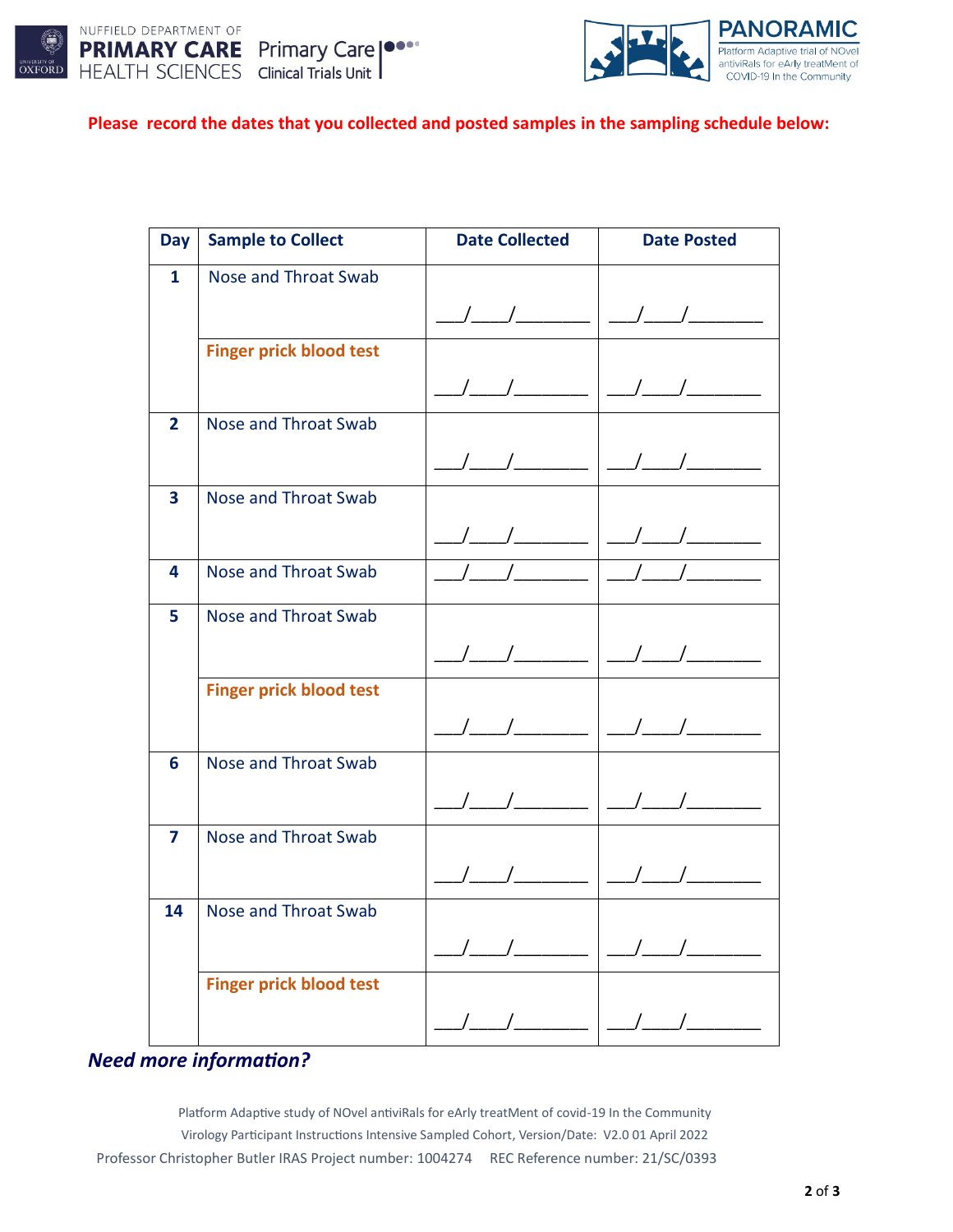**Please record the dates that you collected and posted samples in the sampling schedule below:**

| Day | Sample to Collect | Date Collected | Date Posted |
|---|---|---|---|
| 1 | Nose and Throat Swab | ___/___/_______ | ___/___/_______ |
| | **Finger prick blood test** | ___/___/_______ | ___/___/_______ |
| 2 | Nose and Throat Swab | ___/___/_______ | ___/___/_______ |
| 3 | Nose and Throat Swab | ___/___/_______ | ___/___/_______ |
| 4 | Nose and Throat Swab | ___/___/_______ | ___/___/_______ |
| 5 | Nose and Throat Swab | ___/___/_______ | ___/___/_______ |
| | **Finger prick blood test** | ___/___/_______ | ___/___/_______ |
| 6 | Nose and Throat Swab | ___/___/_______ | ___/___/_______ |
| 7 | Nose and Throat Swab | ___/___/_______ | ___/___/_______ |
| 14 | Nose and Throat Swab | ___/___/_______ | ___/___/_______ |
| | **Finger prick blood test** | ___/___/_______ | ___/___/_______ |

***Need more information?***

Platform Adaptive study of NOvel antiviRals for eArly treatMent of covid-19 In the Community
Virology Participant Instructions Intensive Sampled Cohort, Version/Date: V2.0 01 April 2022
Professor Christopher Butler IRAS Project number: 1004274 REC Reference number: 21/SC/0393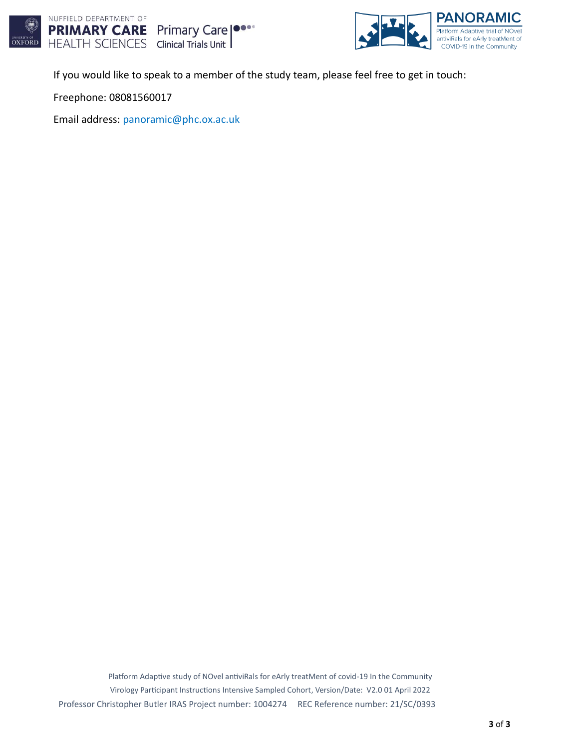If you would like to speak to a member of the study team, please feel free to get in touch:

Freephone: 08081560017

Email address: panoramic@phc.ox.ac.uk